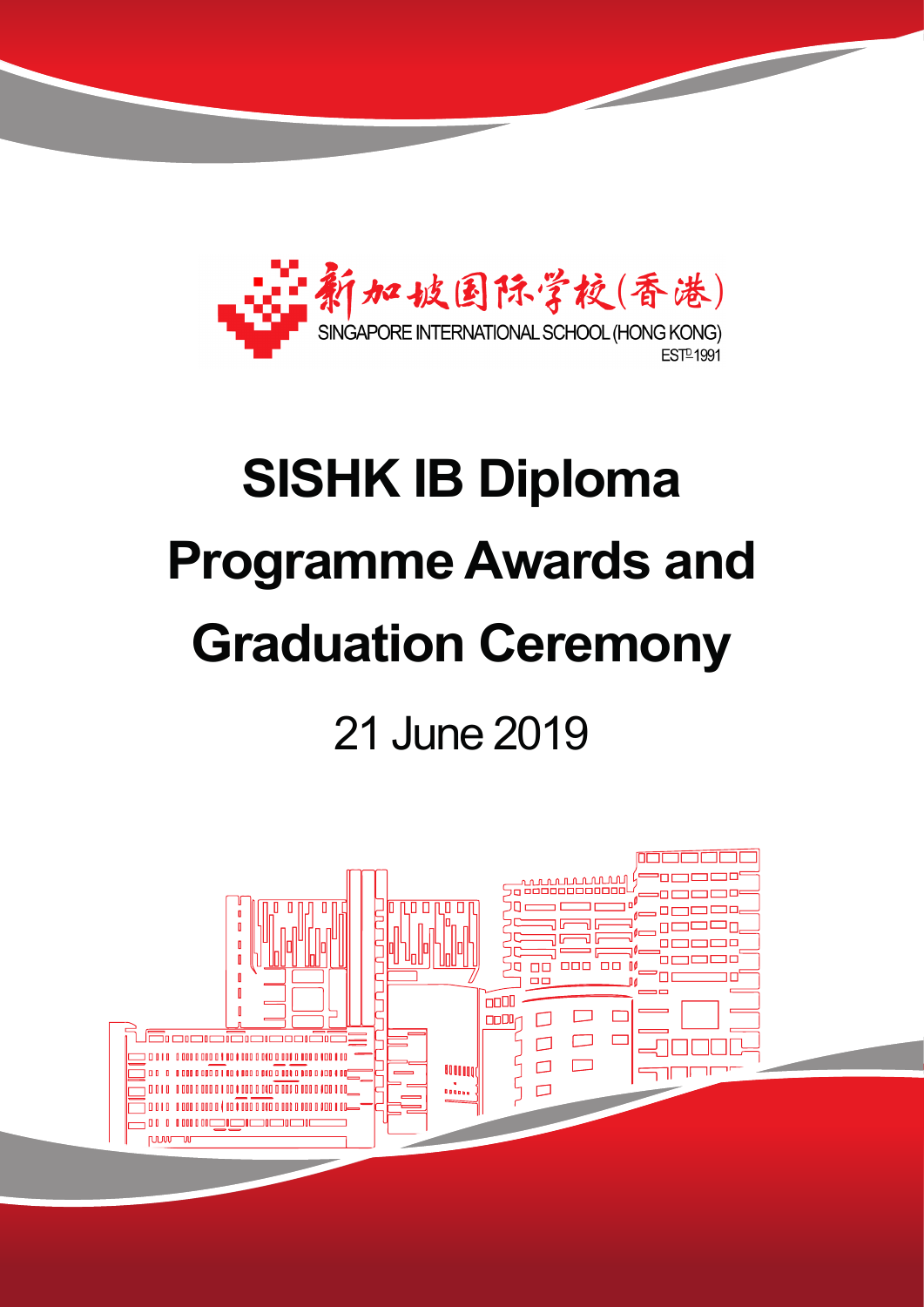新加坡国际学校(香港)
SINGAPORE INTERNATIONAL SCHOOL (HONG KONG)
EST$^{D}$ 1991

# SISHK IB Diploma Programme Awards and Graduation Ceremony

21 June 2019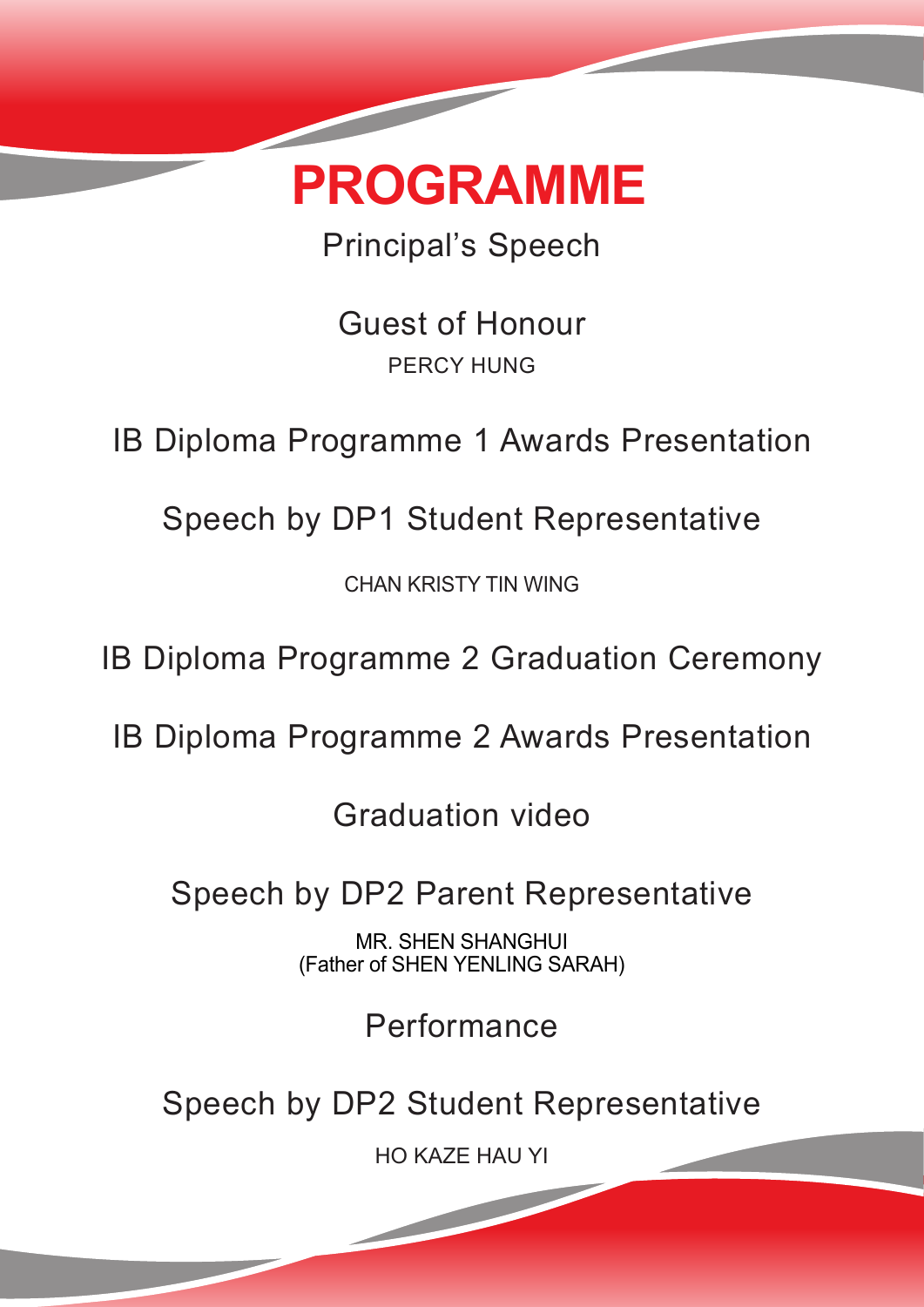# PROGRAMME

Principal's Speech

Guest of Honour

PERCY HUNG

IB Diploma Programme 1 Awards Presentation

Speech by DP1 Student Representative

CHAN KRISTY TIN WING

IB Diploma Programme 2 Graduation Ceremony

IB Diploma Programme 2 Awards Presentation

Graduation video

Speech by DP2 Parent Representative

MR. SHEN SHANGHUI
(Father of SHEN YENLING SARAH)

Performance

Speech by DP2 Student Representative

HO KAZE HAU YI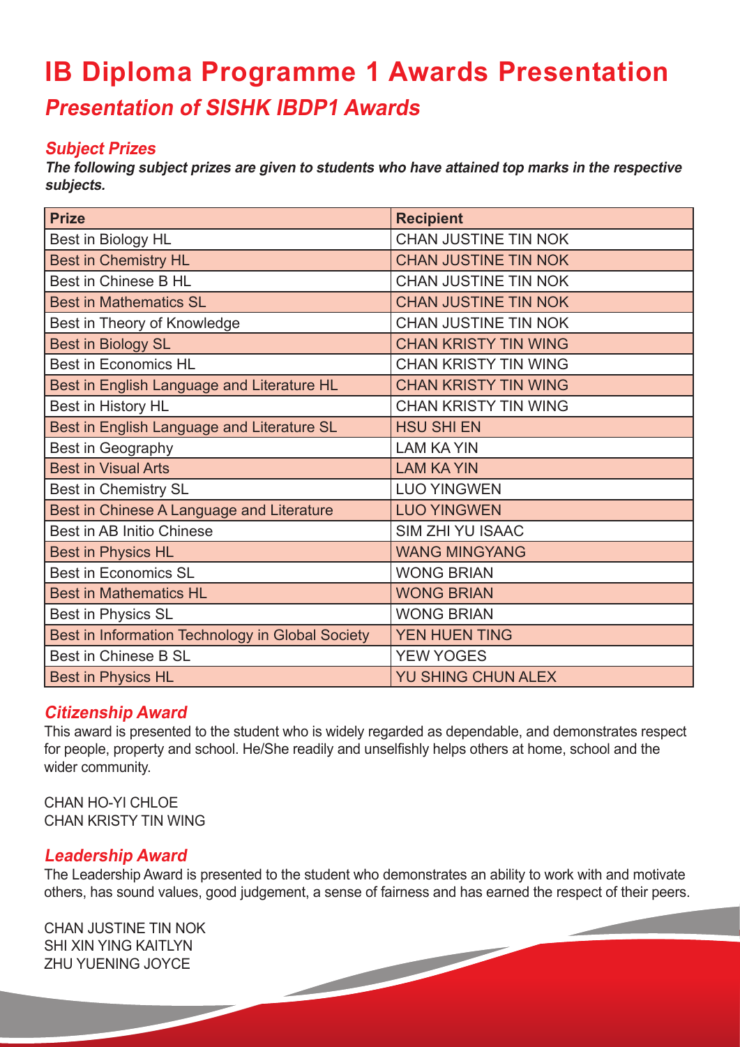# IB Diploma Programme 1 Awards Presentation

## *Presentation of SISHK IBDP1 Awards*

### *Subject Prizes*

***The following subject prizes are given to students who have attained top marks in the respective subjects.***

| Prize | Recipient |
|---|---|
| Best in Biology HL | CHAN JUSTINE TIN NOK |
| Best in Chemistry HL | CHAN JUSTINE TIN NOK |
| Best in Chinese B HL | CHAN JUSTINE TIN NOK |
| Best in Mathematics SL | CHAN JUSTINE TIN NOK |
| Best in Theory of Knowledge | CHAN JUSTINE TIN NOK |
| Best in Biology SL | CHAN KRISTY TIN WING |
| Best in Economics HL | CHAN KRISTY TIN WING |
| Best in English Language and Literature HL | CHAN KRISTY TIN WING |
| Best in History HL | CHAN KRISTY TIN WING |
| Best in English Language and Literature SL | HSU SHI EN |
| Best in Geography | LAM KA YIN |
| Best in Visual Arts | LAM KA YIN |
| Best in Chemistry SL | LUO YINGWEN |
| Best in Chinese A Language and Literature | LUO YINGWEN |
| Best in AB Initio Chinese | SIM ZHI YU ISAAC |
| Best in Physics HL | WANG MINGYANG |
| Best in Economics SL | WONG BRIAN |
| Best in Mathematics HL | WONG BRIAN |
| Best in Physics SL | WONG BRIAN |
| Best in Information Technology in Global Society | YEN HUEN TING |
| Best in Chinese B SL | YEW YOGES |
| Best in Physics HL | YU SHING CHUN ALEX |

### *Citizenship Award*

This award is presented to the student who is widely regarded as dependable, and demonstrates respect for people, property and school. He/She readily and unselfishly helps others at home, school and the wider community.

CHAN HO-YI CHLOE
CHAN KRISTY TIN WING

### *Leadership Award*

The Leadership Award is presented to the student who demonstrates an ability to work with and motivate others, has sound values, good judgement, a sense of fairness and has earned the respect of their peers.

CHAN JUSTINE TIN NOK
SHI XIN YING KAITLYN
ZHU YUENING JOYCE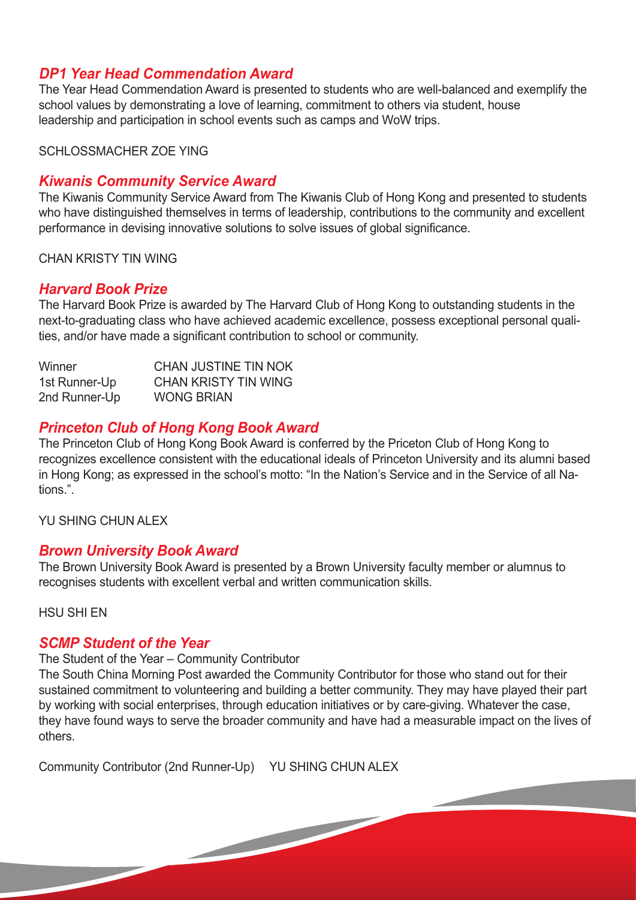## *DP1 Year Head Commendation Award*

The Year Head Commendation Award is presented to students who are well-balanced and exemplify the school values by demonstrating a love of learning, commitment to others via student, house leadership and participation in school events such as camps and WoW trips.

SCHLOSSMACHER ZOE YING

## *Kiwanis Community Service Award*

The Kiwanis Community Service Award from The Kiwanis Club of Hong Kong and presented to students who have distinguished themselves in terms of leadership, contributions to the community and excellent performance in devising innovative solutions to solve issues of global significance.

CHAN KRISTY TIN WING

## *Harvard Book Prize*

The Harvard Book Prize is awarded by The Harvard Club of Hong Kong to outstanding students in the next-to-graduating class who have achieved academic excellence, possess exceptional personal qualities, and/or have made a significant contribution to school or community.

| | |
|---|---|
| Winner | CHAN JUSTINE TIN NOK |
| 1st Runner-Up | CHAN KRISTY TIN WING |
| 2nd Runner-Up | WONG BRIAN |

## *Princeton Club of Hong Kong Book Award*

The Princeton Club of Hong Kong Book Award is conferred by the Priceton Club of Hong Kong to recognizes excellence consistent with the educational ideals of Princeton University and its alumni based in Hong Kong; as expressed in the school's motto: "In the Nation's Service and in the Service of all Nations.".

YU SHING CHUN ALEX

## *Brown University Book Award*

The Brown University Book Award is presented by a Brown University faculty member or alumnus to recognises students with excellent verbal and written communication skills.

HSU SHI EN

## *SCMP Student of the Year*

The Student of the Year – Community Contributor

The South China Morning Post awarded the Community Contributor for those who stand out for their sustained commitment to volunteering and building a better community. They may have played their part by working with social enterprises, through education initiatives or by care-giving. Whatever the case, they have found ways to serve the broader community and have had a measurable impact on the lives of others.

Community Contributor (2nd Runner-Up) YU SHING CHUN ALEX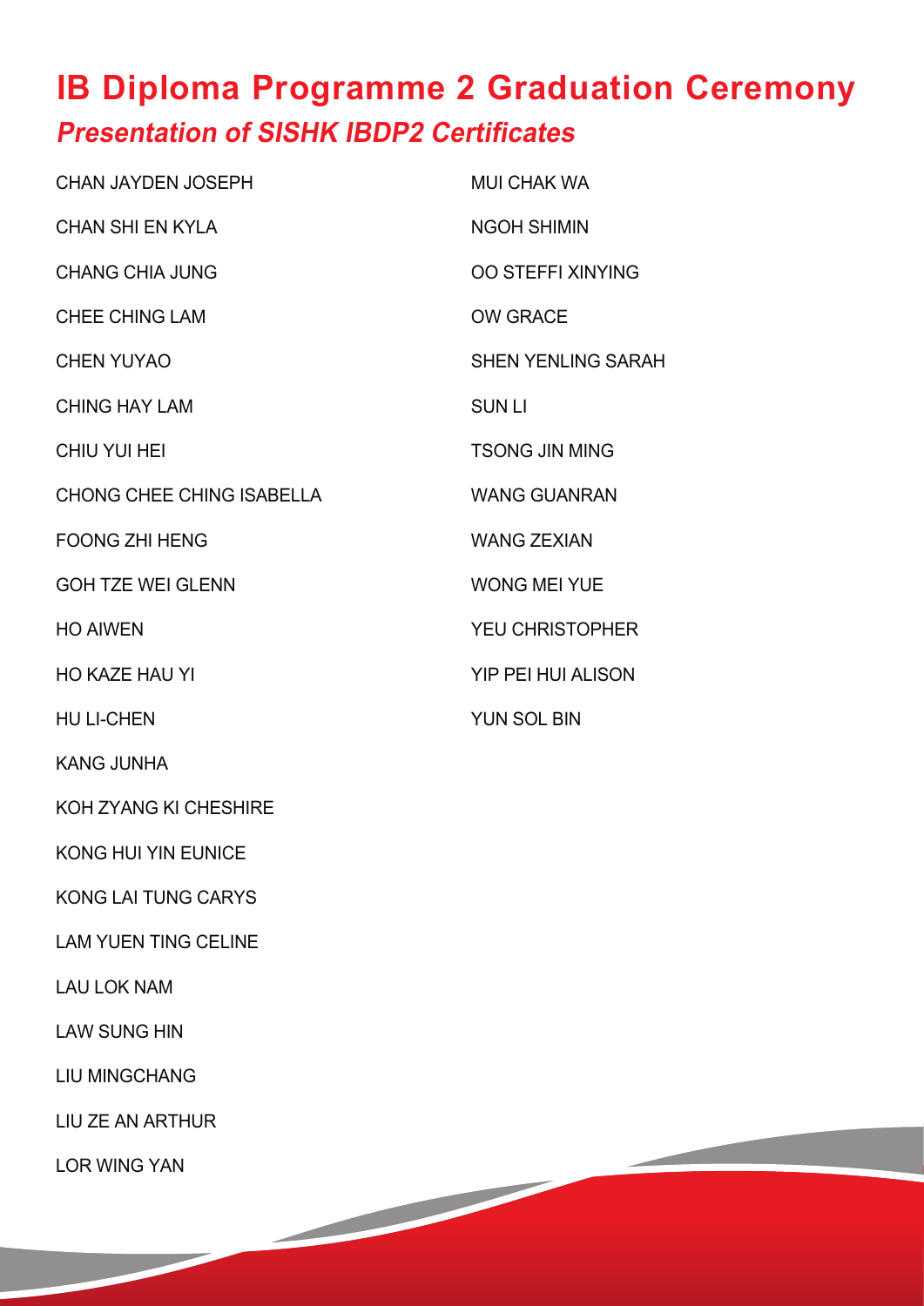# IB Diploma Programme 2 Graduation Ceremony

## *Presentation of SISHK IBDP2 Certificates*

CHAN JAYDEN JOSEPH

CHAN SHI EN KYLA

CHANG CHIA JUNG

CHEE CHING LAM

CHEN YUYAO

CHING HAY LAM

CHIU YUI HEI

CHONG CHEE CHING ISABELLA

FOONG ZHI HENG

GOH TZE WEI GLENN

HO AIWEN

HO KAZE HAU YI

HU LI-CHEN

KANG JUNHA

KOH ZYANG KI CHESHIRE

KONG HUI YIN EUNICE

KONG LAI TUNG CARYS

LAM YUEN TING CELINE

LAU LOK NAM

LAW SUNG HIN

LIU MINGCHANG

LIU ZE AN ARTHUR

LOR WING YAN

MUI CHAK WA

NGOH SHIMIN

OO STEFFI XINYING

OW GRACE

SHEN YENLING SARAH

SUN LI

TSONG JIN MING

WANG GUANRAN

WANG ZEXIAN

WONG MEI YUE

YEU CHRISTOPHER

YIP PEI HUI ALISON

YUN SOL BIN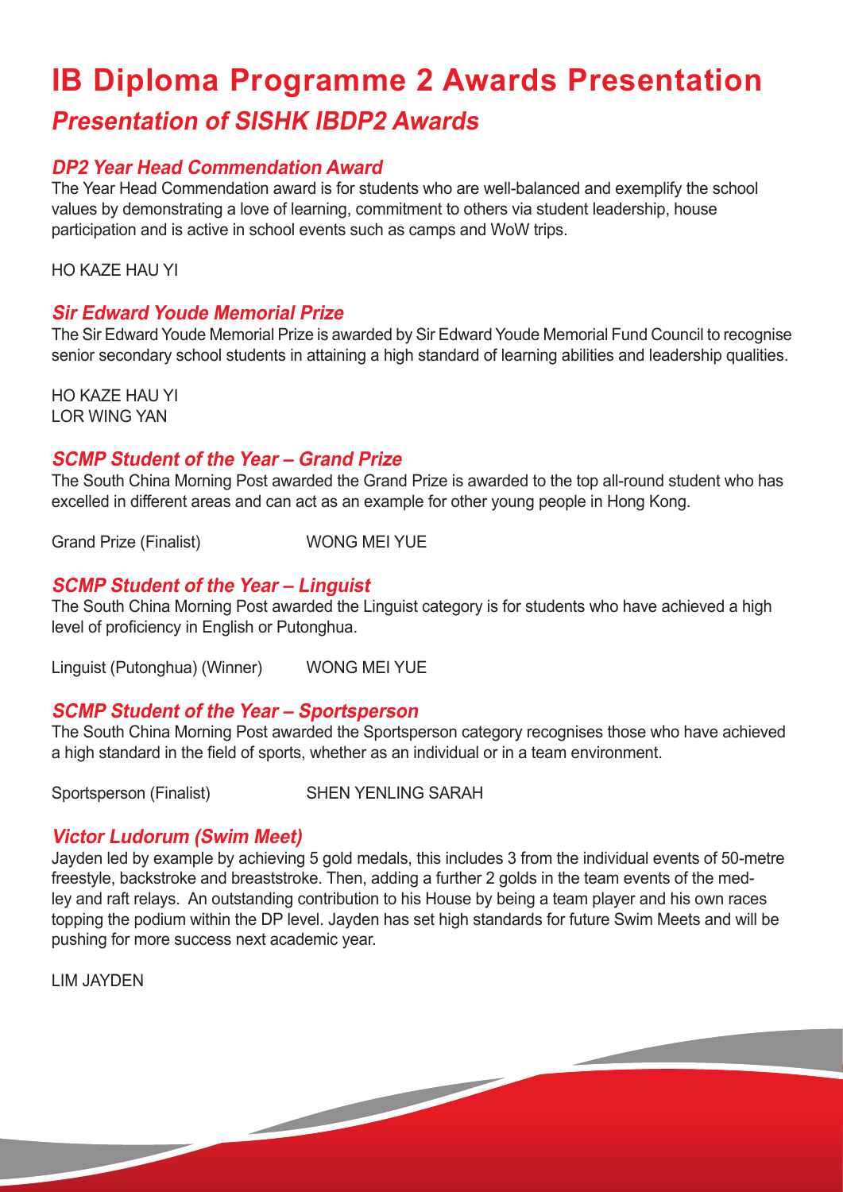# IB Diploma Programme 2 Awards Presentation

## *Presentation of SISHK IBDP2 Awards*

### *DP2 Year Head Commendation Award*

The Year Head Commendation award is for students who are well-balanced and exemplify the school values by demonstrating a love of learning, commitment to others via student leadership, house participation and is active in school events such as camps and WoW trips.

HO KAZE HAU YI

### *Sir Edward Youde Memorial Prize*

The Sir Edward Youde Memorial Prize is awarded by Sir Edward Youde Memorial Fund Council to recognise senior secondary school students in attaining a high standard of learning abilities and leadership qualities.

HO KAZE HAU YI
LOR WING YAN

### *SCMP Student of the Year – Grand Prize*

The South China Morning Post awarded the Grand Prize is awarded to the top all-round student who has excelled in different areas and can act as an example for other young people in Hong Kong.

Grand Prize (Finalist) WONG MEI YUE

### *SCMP Student of the Year – Linguist*

The South China Morning Post awarded the Linguist category is for students who have achieved a high level of proficiency in English or Putonghua.

Linguist (Putonghua) (Winner) WONG MEI YUE

### *SCMP Student of the Year – Sportsperson*

The South China Morning Post awarded the Sportsperson category recognises those who have achieved a high standard in the field of sports, whether as an individual or in a team environment.

Sportsperson (Finalist) SHEN YENLING SARAH

### *Victor Ludorum (Swim Meet)*

Jayden led by example by achieving 5 gold medals, this includes 3 from the individual events of 50-metre freestyle, backstroke and breaststroke. Then, adding a further 2 golds in the team events of the medley and raft relays. An outstanding contribution to his House by being a team player and his own races topping the podium within the DP level. Jayden has set high standards for future Swim Meets and will be pushing for more success next academic year.

LIM JAYDEN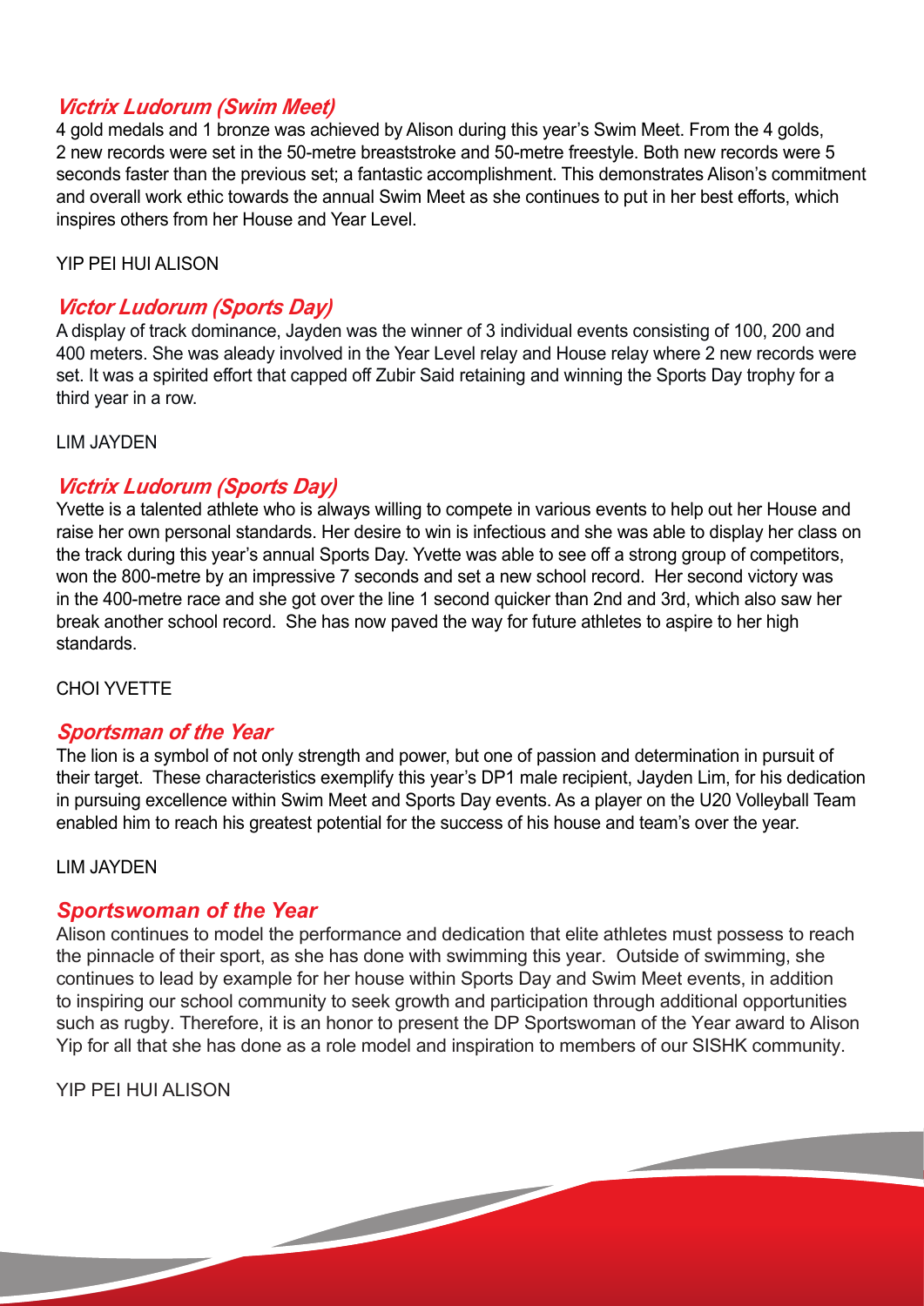## *Victrix Ludorum (Swim Meet)*

4 gold medals and 1 bronze was achieved by Alison during this year's Swim Meet. From the 4 golds, 2 new records were set in the 50-metre breaststroke and 50-metre freestyle. Both new records were 5 seconds faster than the previous set; a fantastic accomplishment. This demonstrates Alison's commitment and overall work ethic towards the annual Swim Meet as she continues to put in her best efforts, which inspires others from her House and Year Level.

YIP PEI HUI ALISON

## *Victor Ludorum (Sports Day)*

A display of track dominance, Jayden was the winner of 3 individual events consisting of 100, 200 and 400 meters. She was aleady involved in the Year Level relay and House relay where 2 new records were set. It was a spirited effort that capped off Zubir Said retaining and winning the Sports Day trophy for a third year in a row.

LIM JAYDEN

## *Victrix Ludorum (Sports Day)*

Yvette is a talented athlete who is always willing to compete in various events to help out her House and raise her own personal standards. Her desire to win is infectious and she was able to display her class on the track during this year's annual Sports Day. Yvette was able to see off a strong group of competitors, won the 800-metre by an impressive 7 seconds and set a new school record. Her second victory was in the 400-metre race and she got over the line 1 second quicker than 2nd and 3rd, which also saw her break another school record. She has now paved the way for future athletes to aspire to her high standards.

CHOI YVETTE

## *Sportsman of the Year*

The lion is a symbol of not only strength and power, but one of passion and determination in pursuit of their target. These characteristics exemplify this year's DP1 male recipient, Jayden Lim, for his dedication in pursuing excellence within Swim Meet and Sports Day events. As a player on the U20 Volleyball Team enabled him to reach his greatest potential for the success of his house and team's over the year.

LIM JAYDEN

## *Sportswoman of the Year*

Alison continues to model the performance and dedication that elite athletes must possess to reach the pinnacle of their sport, as she has done with swimming this year. Outside of swimming, she continues to lead by example for her house within Sports Day and Swim Meet events, in addition to inspiring our school community to seek growth and participation through additional opportunities such as rugby. Therefore, it is an honor to present the DP Sportswoman of the Year award to Alison Yip for all that she has done as a role model and inspiration to members of our SISHK community.

YIP PEI HUI ALISON